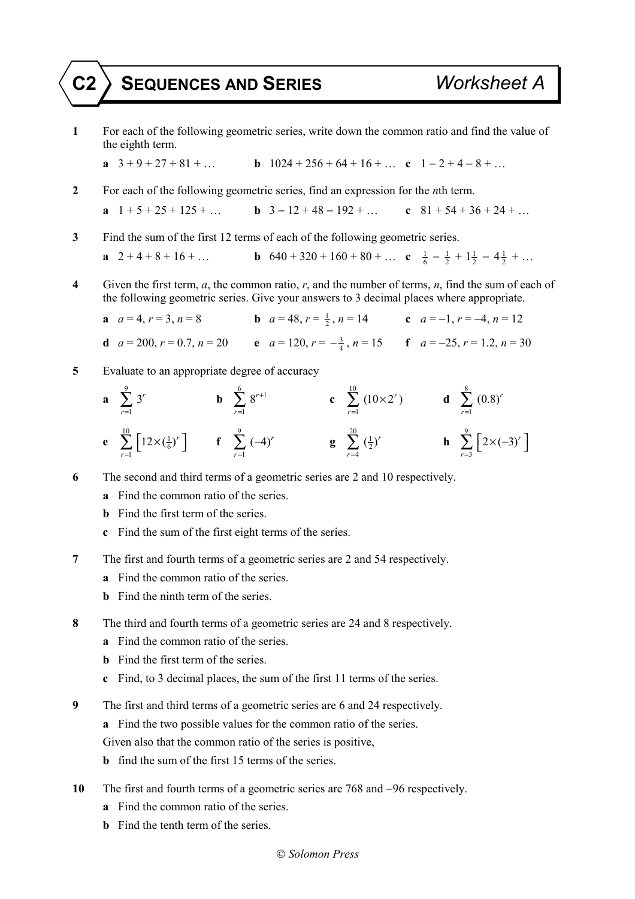# C2 SEQUENCES AND SERIES — Worksheet A

**1** For each of the following geometric series, write down the common ratio and find the value of the eighth term.

**a** $3 + 9 + 27 + 81 + \ldots$ **b** $1024 + 256 + 64 + 16 + \ldots$ **c** $1 - 2 + 4 - 8 + \ldots$

**2** For each of the following geometric series, find an expression for the $n$th term.

**a** $1 + 5 + 25 + 125 + \ldots$ **b** $3 - 12 + 48 - 192 + \ldots$ **c** $81 + 54 + 36 + 24 + \ldots$

**3** Find the sum of the first 12 terms of each of the following geometric series.

**a** $2 + 4 + 8 + 16 + \ldots$ **b** $640 + 320 + 160 + 80 + \ldots$ **c** $\frac{1}{6} - \frac{1}{2} + 1\frac{1}{2} - 4\frac{1}{2} + \ldots$

**4** Given the first term, $a$, the common ratio, $r$, and the number of terms, $n$, find the sum of each of the following geometric series. Give your answers to 3 decimal places where appropriate.

**a** $a = 4$, $r = 3$, $n = 8$ **b** $a = 48$, $r = \frac{1}{2}$, $n = 14$ **c** $a = -1$, $r = -4$, $n = 12$

**d** $a = 200$, $r = 0.7$, $n = 20$ **e** $a = 120$, $r = -\frac{3}{4}$, $n = 15$ **f** $a = -25$, $r = 1.2$, $n = 30$

**5** Evaluate to an appropriate degree of accuracy

**a** $\sum_{r=1}^{9} 3^r$ **b** $\sum_{r=1}^{6} 8^{r+1}$ **c** $\sum_{r=1}^{10} (10 \times 2^r)$ **d** $\sum_{r=1}^{8} (0.8)^r$

**e** $\sum_{r=1}^{10} \left[12 \times (\frac{1}{6})^r\right]$ **f** $\sum_{r=1}^{9} (-4)^r$ **g** $\sum_{r=4}^{20} (\frac{1}{2})^r$ **h** $\sum_{r=3}^{9} \left[2 \times (-3)^r\right]$

**6** The second and third terms of a geometric series are 2 and 10 respectively.

**a** Find the common ratio of the series.

**b** Find the first term of the series.

**c** Find the sum of the first eight terms of the series.

**7** The first and fourth terms of a geometric series are 2 and 54 respectively.

**a** Find the common ratio of the series.

**b** Find the ninth term of the series.

**8** The third and fourth terms of a geometric series are 24 and 8 respectively.

**a** Find the common ratio of the series.

**b** Find the first term of the series.

**c** Find, to 3 decimal places, the sum of the first 11 terms of the series.

**9** The first and third terms of a geometric series are 6 and 24 respectively.

**a** Find the two possible values for the common ratio of the series.

Given also that the common ratio of the series is positive,

**b** find the sum of the first 15 terms of the series.

**10** The first and fourth terms of a geometric series are 768 and $-96$ respectively.

**a** Find the common ratio of the series.

**b** Find the tenth term of the series.

© Solomon Press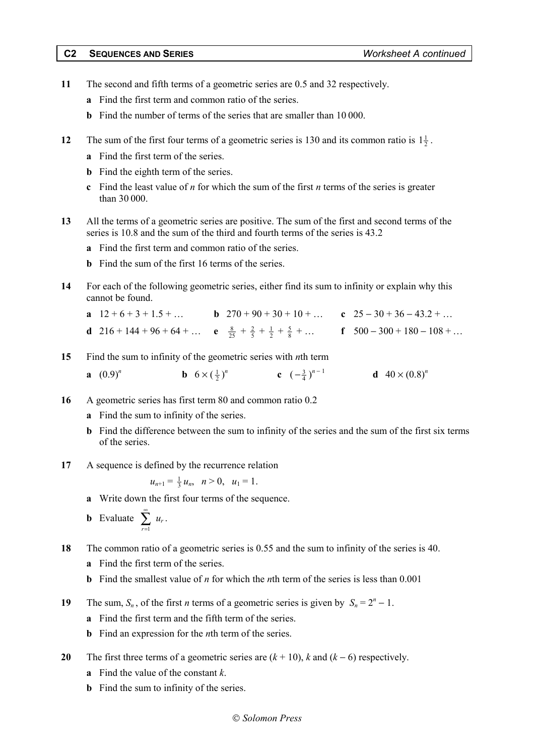**11** The second and fifth terms of a geometric series are 0.5 and 32 respectively.

**a** Find the first term and common ratio of the series.

**b** Find the number of terms of the series that are smaller than 10 000.

**12** The sum of the first four terms of a geometric series is 130 and its common ratio is $1\frac{1}{2}$.

**a** Find the first term of the series.

**b** Find the eighth term of the series.

**c** Find the least value of $n$ for which the sum of the first $n$ terms of the series is greater than 30 000.

**13** All the terms of a geometric series are positive. The sum of the first and second terms of the series is 10.8 and the sum of the third and fourth terms of the series is 43.2

**a** Find the first term and common ratio of the series.

**b** Find the sum of the first 16 terms of the series.

**14** For each of the following geometric series, either find its sum to infinity or explain why this cannot be found.

**a** $12 + 6 + 3 + 1.5 + \ldots$ **b** $270 + 90 + 30 + 10 + \ldots$ **c** $25 - 30 + 36 - 43.2 + \ldots$

**d** $216 + 144 + 96 + 64 + \ldots$ **e** $\frac{8}{25} + \frac{2}{5} + \frac{1}{2} + \frac{5}{8} + \ldots$ **f** $500 - 300 + 180 - 108 + \ldots$

**15** Find the sum to infinity of the geometric series with $n$th term

**a** $(0.9)^n$ **b** $6 \times (\frac{1}{2})^n$ **c** $(-\frac{3}{4})^{n-1}$ **d** $40 \times (0.8)^n$

**16** A geometric series has first term 80 and common ratio 0.2

**a** Find the sum to infinity of the series.

**b** Find the difference between the sum to infinity of the series and the sum of the first six terms of the series.

**17** A sequence is defined by the recurrence relation

$$u_{n+1} = \tfrac{1}{3}u_n, \quad n > 0, \quad u_1 = 1.$$

**a** Write down the first four terms of the sequence.

**b** Evaluate $\sum_{r=1}^{\infty} u_r$.

**18** The common ratio of a geometric series is 0.55 and the sum to infinity of the series is 40.

**a** Find the first term of the series.

**b** Find the smallest value of $n$ for which the $n$th term of the series is less than 0.001

**19** The sum, $S_n$, of the first $n$ terms of a geometric series is given by $S_n = 2^n - 1$.

**a** Find the first term and the fifth term of the series.

**b** Find an expression for the $n$th term of the series.

**20** The first three terms of a geometric series are $(k + 10)$, $k$ and $(k - 6)$ respectively.

**a** Find the value of the constant $k$.

**b** Find the sum to infinity of the series.